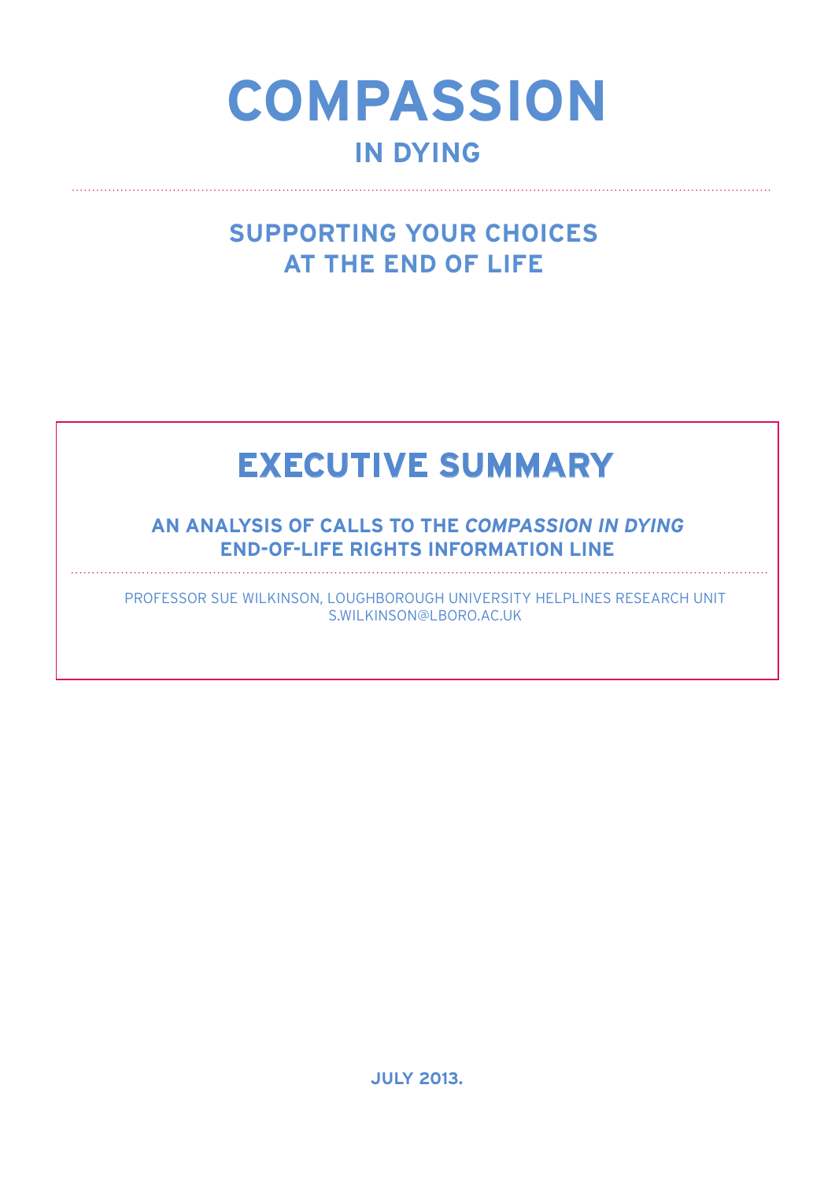# COMPASSION

## IN DYING

---

## SUPPORTING YOUR CHOICES AT THE END OF LIFE

# EXECUTIVE SUMMARY

### AN ANALYSIS OF CALLS TO THE *COMPASSION IN DYING* END-OF-LIFE RIGHTS INFORMATION LINE

---

PROFESSOR SUE WILKINSON, LOUGHBOROUGH UNIVERSITY HELPLINES RESEARCH UNIT
S.WILKINSON@LBORO.AC.UK

**JULY 2013.**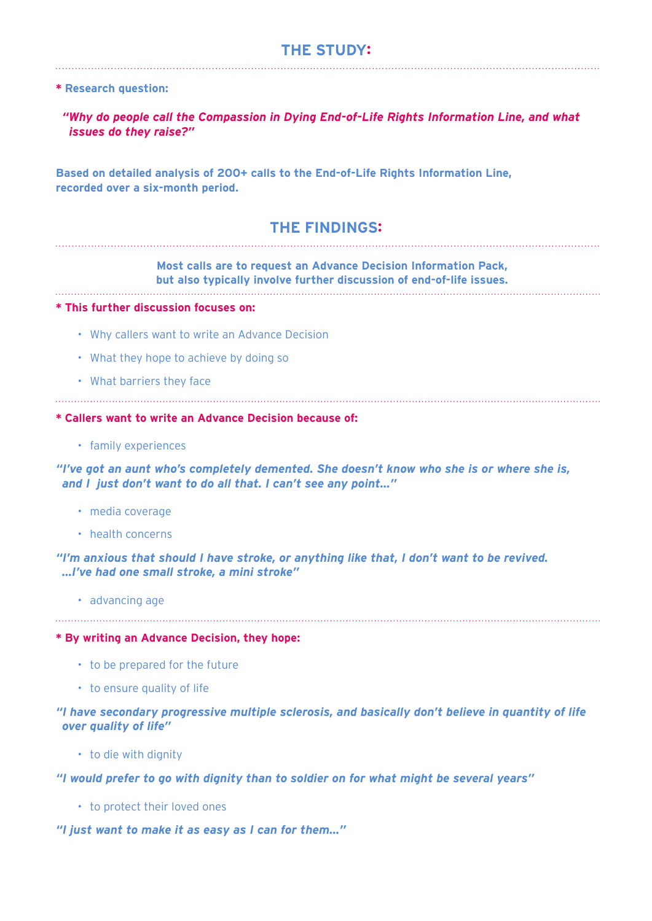## THE STUDY:

**\* Research question:**

***"Why do people call the Compassion in Dying End-of-Life Rights Information Line, and what issues do they raise?"***

**Based on detailed analysis of 200+ calls to the End-of-Life Rights Information Line, recorded over a six-month period.**

## THE FINDINGS:

**Most calls are to request an Advance Decision Information Pack, but also typically involve further discussion of end-of-life issues.**

**\* This further discussion focuses on:**

- Why callers want to write an Advance Decision
- What they hope to achieve by doing so
- What barriers they face

**\* Callers want to write an Advance Decision because of:**

- family experiences

***"I've got an aunt who's completely demented. She doesn't know who she is or where she is, and I just don't want to do all that. I can't see any point..."***

- media coverage
- health concerns

***"I'm anxious that should I have stroke, or anything like that, I don't want to be revived. ...I've had one small stroke, a mini stroke"***

- advancing age

**\* By writing an Advance Decision, they hope:**

- to be prepared for the future
- to ensure quality of life

***"I have secondary progressive multiple sclerosis, and basically don't believe in quantity of life over quality of life"***

- to die with dignity

***"I would prefer to go with dignity than to soldier on for what might be several years"***

- to protect their loved ones

***"I just want to make it as easy as I can for them..."***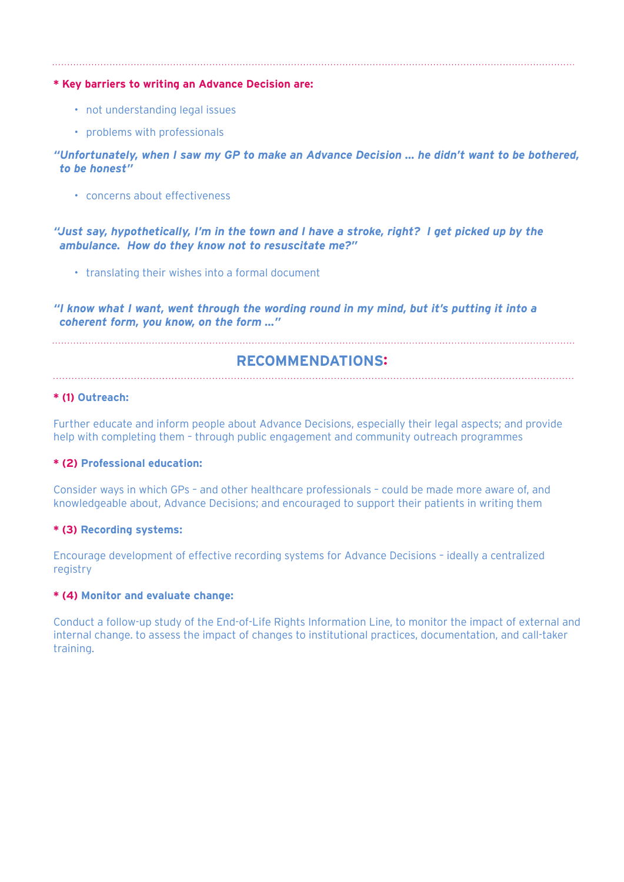**\* Key barriers to writing an Advance Decision are:**

- not understanding legal issues
- problems with professionals

***"Unfortunately, when I saw my GP to make an Advance Decision ... he didn't want to be bothered, to be honest"***

- concerns about effectiveness

***"Just say, hypothetically, I'm in the town and I have a stroke, right? I get picked up by the ambulance. How do they know not to resuscitate me?"***

- translating their wishes into a formal document

***"I know what I want, went through the wording round in my mind, but it's putting it into a coherent form, you know, on the form ..."***

## RECOMMENDATIONS:

**\* (1) Outreach:**

Further educate and inform people about Advance Decisions, especially their legal aspects; and provide help with completing them – through public engagement and community outreach programmes

**\* (2) Professional education:**

Consider ways in which GPs – and other healthcare professionals – could be made more aware of, and knowledgeable about, Advance Decisions; and encouraged to support their patients in writing them

**\* (3) Recording systems:**

Encourage development of effective recording systems for Advance Decisions – ideally a centralized registry

**\* (4) Monitor and evaluate change:**

Conduct a follow-up study of the End-of-Life Rights Information Line, to monitor the impact of external and internal change. to assess the impact of changes to institutional practices, documentation, and call-taker training.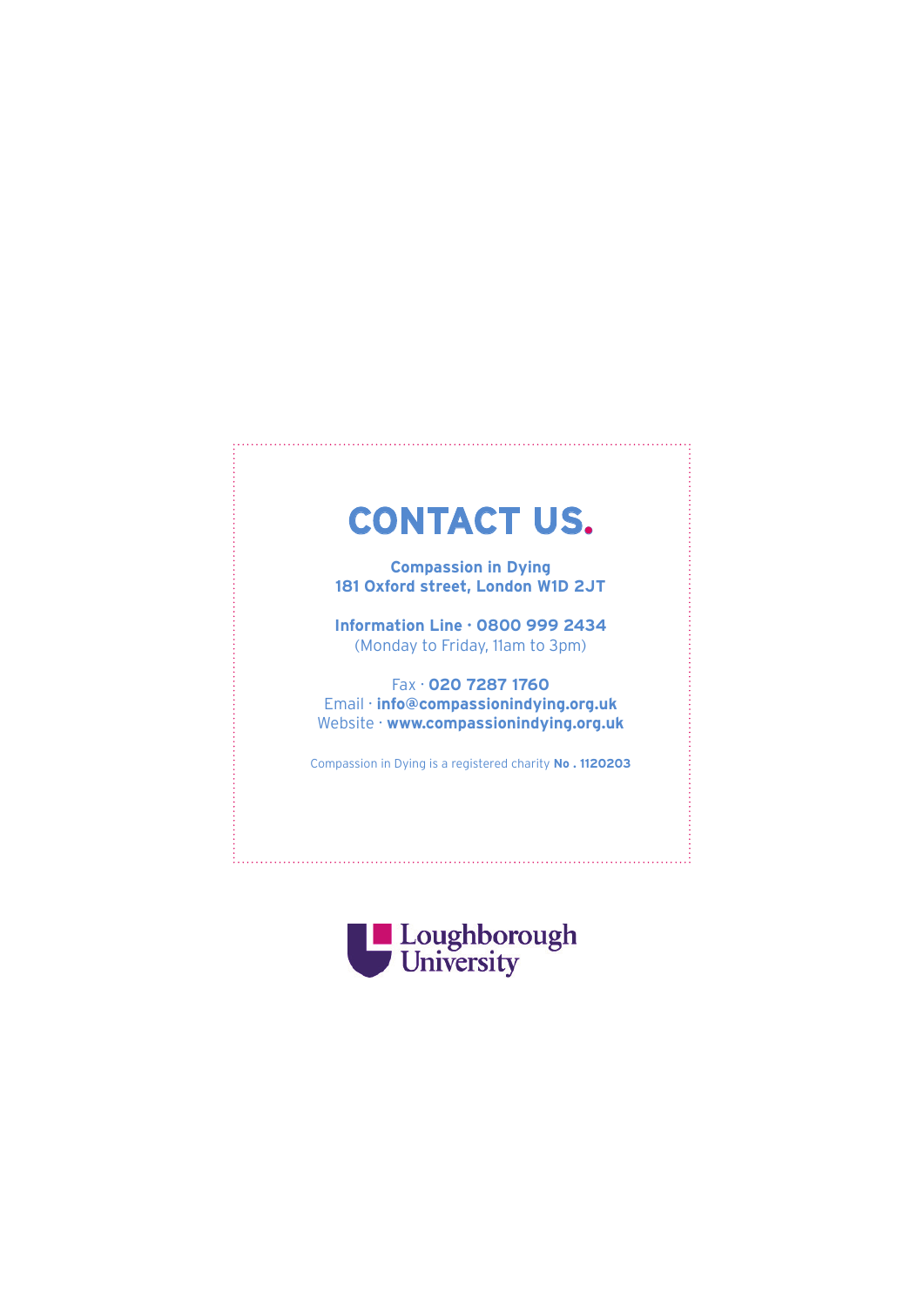# CONTACT US.

**Compassion in Dying**
**181 Oxford street, London W1D 2JT**

**Information Line · 0800 999 2434**
(Monday to Friday, 11am to 3pm)

Fax · **020 7287 1760**
Email · **info@compassionindying.org.uk**
Website · **www.compassionindying.org.uk**

Compassion in Dying is a registered charity **No . 1120203**

Loughborough University